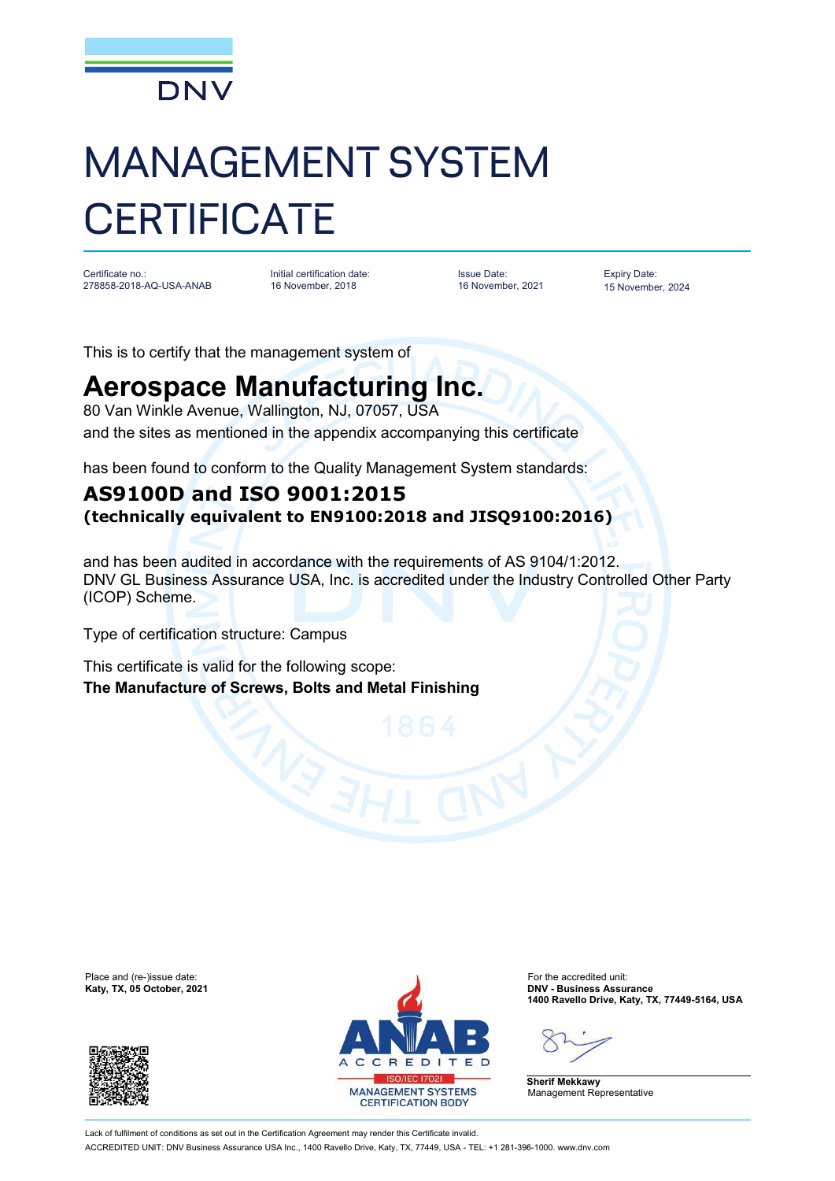DNV

# MANAGEMENT SYSTEM CERTIFICATE

| Certificate no.: | Initial certification date: | Issue Date: | Expiry Date: |
|---|---|---|---|
| 278858-2018-AQ-USA-ANAB | 16 November, 2018 | 16 November, 2021 | 15 November, 2024 |

This is to certify that the management system of

## Aerospace Manufacturing Inc.

80 Van Winkle Avenue, Wallington, NJ, 07057, USA
and the sites as mentioned in the appendix accompanying this certificate

has been found to conform to the Quality Management System standards:

### AS9100D and ISO 9001:2015
**(technically equivalent to EN9100:2018 and JISQ9100:2016)**

and has been audited in accordance with the requirements of AS 9104/1:2012.
DNV GL Business Assurance USA, Inc. is accredited under the Industry Controlled Other Party (ICOP) Scheme.

Type of certification structure: Campus

This certificate is valid for the following scope:
**The Manufacture of Screws, Bolts and Metal Finishing**

Place and (re-)issue date:
**Katy, TX, 05 October, 2021**

ANAB ACCREDITED
ISO/IEC 17021
MANAGEMENT SYSTEMS CERTIFICATION BODY

For the accredited unit:
**DNV - Business Assurance**
**1400 Ravello Drive, Katy, TX, 77449-5164, USA**

**Sherif Mekkawy**
Management Representative

Lack of fulfilment of conditions as set out in the Certification Agreement may render this Certificate invalid.
ACCREDITED UNIT: DNV Business Assurance USA Inc., 1400 Ravello Drive, Katy, TX, 77449, USA - TEL: +1 281-396-1000. www.dnv.com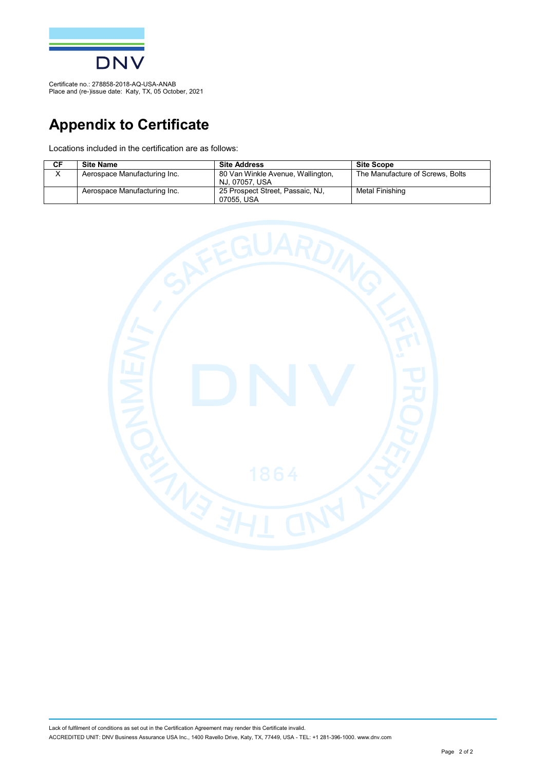Certificate no.: 278858-2018-AQ-USA-ANAB
Place and (re-)issue date: Katy, TX, 05 October, 2021

# Appendix to Certificate

Locations included in the certification are as follows:

| CF | Site Name | Site Address | Site Scope |
|---|---|---|---|
| X | Aerospace Manufacturing Inc. | 80 Van Winkle Avenue, Wallington, NJ, 07057, USA | The Manufacture of Screws, Bolts |
| | Aerospace Manufacturing Inc. | 25 Prospect Street, Passaic, NJ, 07055, USA | Metal Finishing |

Lack of fulfilment of conditions as set out in the Certification Agreement may render this Certificate invalid.

ACCREDITED UNIT: DNV Business Assurance USA Inc., 1400 Ravello Drive, Katy, TX, 77449, USA - TEL: +1 281-396-1000. www.dnv.com